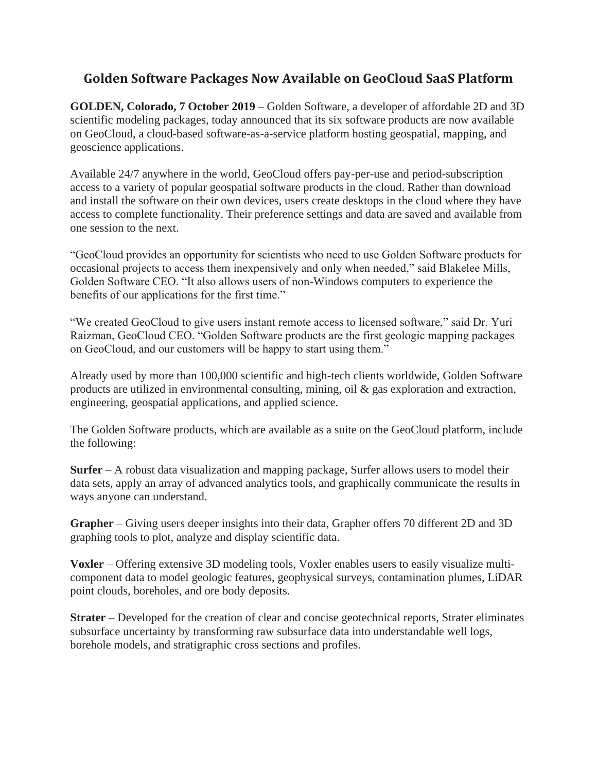# Golden Software Packages Now Available on GeoCloud SaaS Platform

**GOLDEN, Colorado, 7 October 2019** – Golden Software, a developer of affordable 2D and 3D scientific modeling packages, today announced that its six software products are now available on GeoCloud, a cloud-based software-as-a-service platform hosting geospatial, mapping, and geoscience applications.

Available 24/7 anywhere in the world, GeoCloud offers pay-per-use and period-subscription access to a variety of popular geospatial software products in the cloud. Rather than download and install the software on their own devices, users create desktops in the cloud where they have access to complete functionality. Their preference settings and data are saved and available from one session to the next.

"GeoCloud provides an opportunity for scientists who need to use Golden Software products for occasional projects to access them inexpensively and only when needed," said Blakelee Mills, Golden Software CEO. "It also allows users of non-Windows computers to experience the benefits of our applications for the first time."

"We created GeoCloud to give users instant remote access to licensed software," said Dr. Yuri Raizman, GeoCloud CEO. "Golden Software products are the first geologic mapping packages on GeoCloud, and our customers will be happy to start using them."

Already used by more than 100,000 scientific and high-tech clients worldwide, Golden Software products are utilized in environmental consulting, mining, oil & gas exploration and extraction, engineering, geospatial applications, and applied science.

The Golden Software products, which are available as a suite on the GeoCloud platform, include the following:

**Surfer** – A robust data visualization and mapping package, Surfer allows users to model their data sets, apply an array of advanced analytics tools, and graphically communicate the results in ways anyone can understand.

**Grapher** – Giving users deeper insights into their data, Grapher offers 70 different 2D and 3D graphing tools to plot, analyze and display scientific data.

**Voxler** – Offering extensive 3D modeling tools, Voxler enables users to easily visualize multi-component data to model geologic features, geophysical surveys, contamination plumes, LiDAR point clouds, boreholes, and ore body deposits.

**Strater** – Developed for the creation of clear and concise geotechnical reports, Strater eliminates subsurface uncertainty by transforming raw subsurface data into understandable well logs, borehole models, and stratigraphic cross sections and profiles.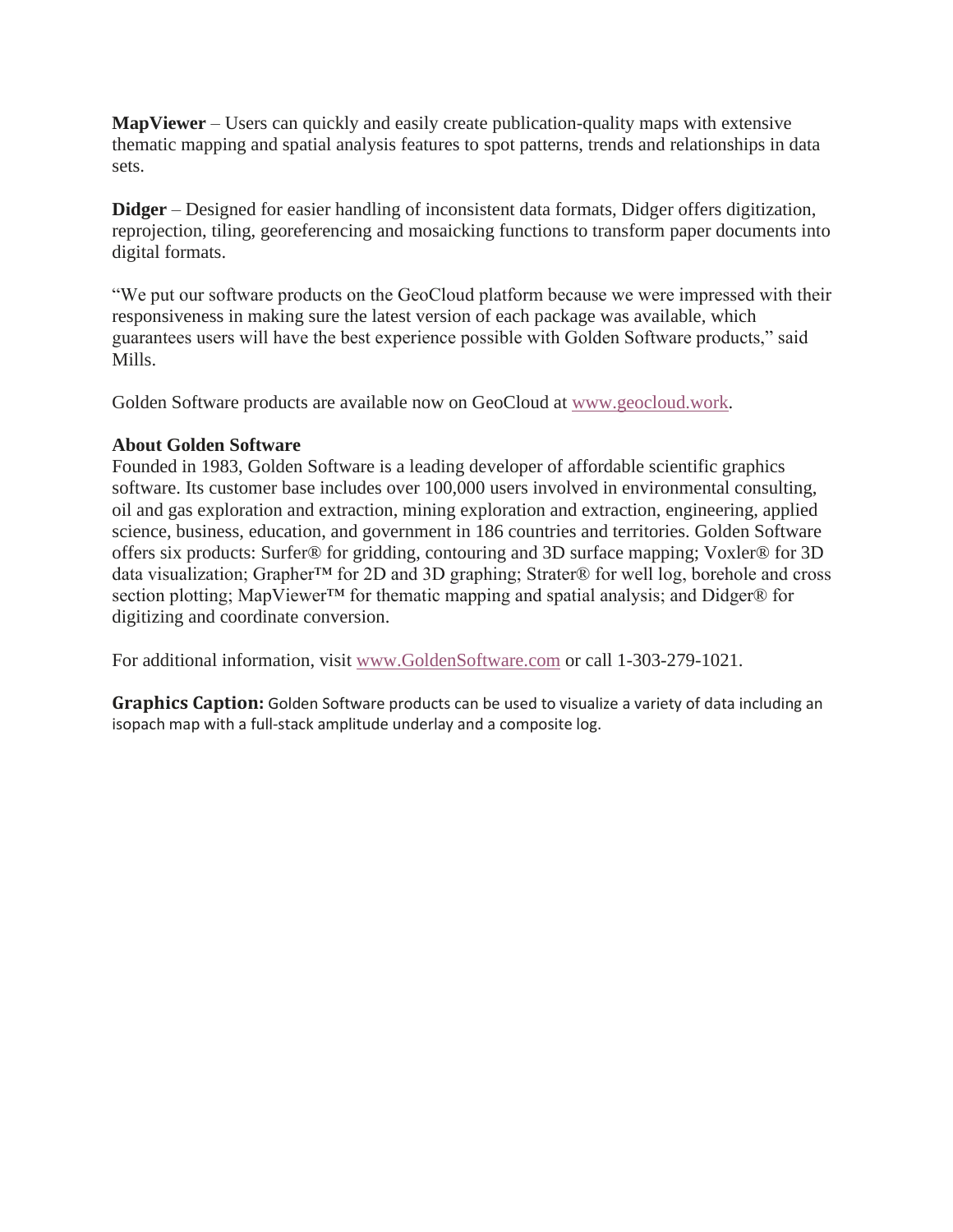**MapViewer** – Users can quickly and easily create publication-quality maps with extensive thematic mapping and spatial analysis features to spot patterns, trends and relationships in data sets.

**Didger** – Designed for easier handling of inconsistent data formats, Didger offers digitization, reprojection, tiling, georeferencing and mosaicking functions to transform paper documents into digital formats.

"We put our software products on the GeoCloud platform because we were impressed with their responsiveness in making sure the latest version of each package was available, which guarantees users will have the best experience possible with Golden Software products," said Mills.

Golden Software products are available now on GeoCloud at [www.geocloud.work](www.geocloud.work).

**About Golden Software**

Founded in 1983, Golden Software is a leading developer of affordable scientific graphics software. Its customer base includes over 100,000 users involved in environmental consulting, oil and gas exploration and extraction, mining exploration and extraction, engineering, applied science, business, education, and government in 186 countries and territories. Golden Software offers six products: Surfer® for gridding, contouring and 3D surface mapping; Voxler® for 3D data visualization; Grapher™ for 2D and 3D graphing; Strater® for well log, borehole and cross section plotting; MapViewer™ for thematic mapping and spatial analysis; and Didger® for digitizing and coordinate conversion.

For additional information, visit [www.GoldenSoftware.com](www.GoldenSoftware.com) or call 1-303-279-1021.

**Graphics Caption:** Golden Software products can be used to visualize a variety of data including an isopach map with a full-stack amplitude underlay and a composite log.